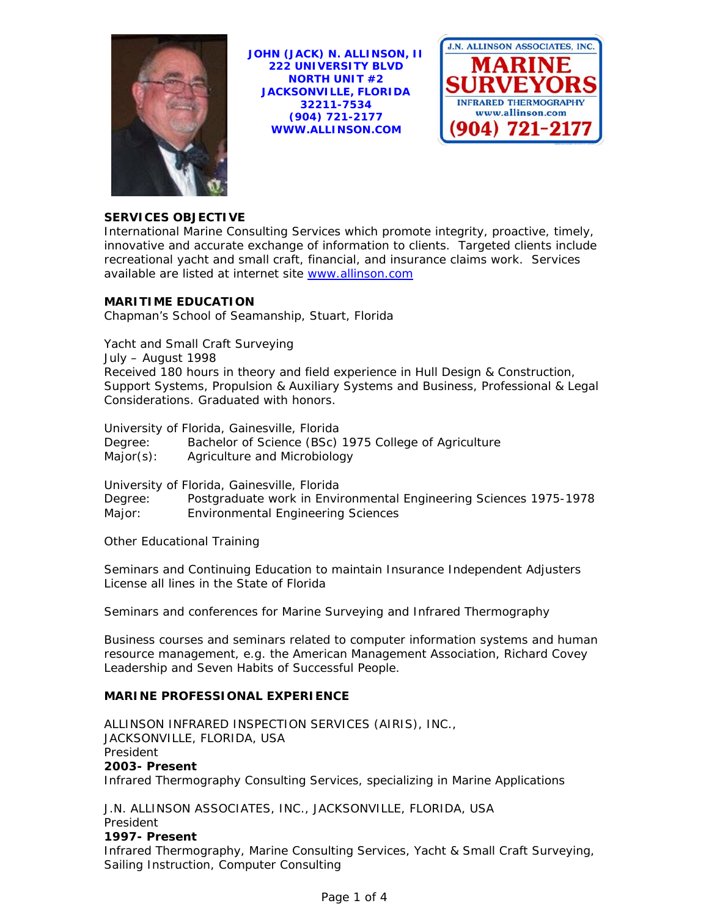**JOHN (JACK) N. ALLINSON, II**
**222 UNIVERSITY BLVD**
**NORTH UNIT #2**
**JACKSONVILLE, FLORIDA**
**32211-7534**
**(904) 721-2177**
**WWW.ALLINSON.COM**

J.N. ALLINSON ASSOCIATES, INC.
MARINE SURVEYORS
INFRARED THERMOGRAPHY
www.allinson.com
(904) 721-2177

## SERVICES OBJECTIVE

International Marine Consulting Services which promote integrity, proactive, timely, innovative and accurate exchange of information to clients. Targeted clients include recreational yacht and small craft, financial, and insurance claims work. Services available are listed at internet site www.allinson.com

## MARITIME EDUCATION

Chapman's School of Seamanship, Stuart, Florida

Yacht and Small Craft Surveying
July – August 1998
Received 180 hours in theory and field experience in Hull Design & Construction, Support Systems, Propulsion & Auxiliary Systems and Business, Professional & Legal Considerations. Graduated with honors.

University of Florida, Gainesville, Florida
Degree: Bachelor of Science (BSc) 1975 College of Agriculture
Major(s): Agriculture and Microbiology

University of Florida, Gainesville, Florida
Degree: Postgraduate work in Environmental Engineering Sciences 1975-1978
Major: Environmental Engineering Sciences

Other Educational Training

Seminars and Continuing Education to maintain Insurance Independent Adjusters License all lines in the State of Florida

Seminars and conferences for Marine Surveying and Infrared Thermography

Business courses and seminars related to computer information systems and human resource management, e.g. the American Management Association, Richard Covey Leadership and Seven Habits of Successful People.

## MARINE PROFESSIONAL EXPERIENCE

ALLINSON INFRARED INSPECTION SERVICES (AIRIS), INC.,
JACKSONVILLE, FLORIDA, USA
President
**2003- Present**
Infrared Thermography Consulting Services, specializing in Marine Applications

J.N. ALLINSON ASSOCIATES, INC., JACKSONVILLE, FLORIDA, USA
President
**1997- Present**
Infrared Thermography, Marine Consulting Services, Yacht & Small Craft Surveying, Sailing Instruction, Computer Consulting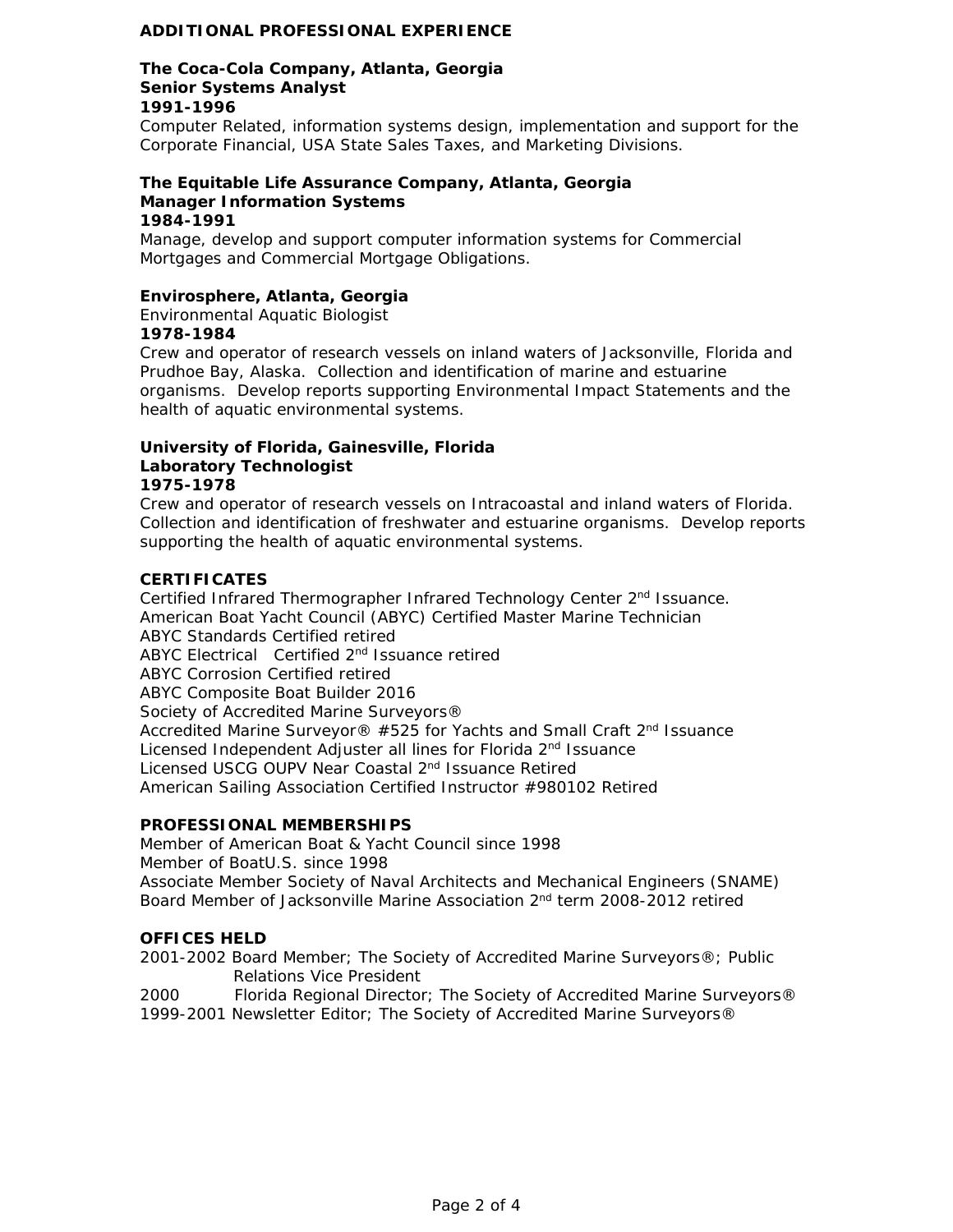## ADDITIONAL PROFESSIONAL EXPERIENCE

**The Coca-Cola Company, Atlanta, Georgia**
**Senior Systems Analyst**
**1991-1996**
Computer Related, information systems design, implementation and support for the Corporate Financial, USA State Sales Taxes, and Marketing Divisions.

**The Equitable Life Assurance Company, Atlanta, Georgia**
**Manager Information Systems**
**1984-1991**
Manage, develop and support computer information systems for Commercial Mortgages and Commercial Mortgage Obligations.

**Envirosphere, Atlanta, Georgia**
Environmental Aquatic Biologist
**1978-1984**
Crew and operator of research vessels on inland waters of Jacksonville, Florida and Prudhoe Bay, Alaska. Collection and identification of marine and estuarine organisms. Develop reports supporting Environmental Impact Statements and the health of aquatic environmental systems.

**University of Florida, Gainesville, Florida**
**Laboratory Technologist**
**1975-1978**
Crew and operator of research vessels on Intracoastal and inland waters of Florida. Collection and identification of freshwater and estuarine organisms. Develop reports supporting the health of aquatic environmental systems.

## CERTIFICATES

Certified Infrared Thermographer Infrared Technology Center 2nd Issuance.
American Boat Yacht Council (ABYC) Certified Master Marine Technician
ABYC Standards Certified retired
ABYC Electrical Certified 2nd Issuance retired
ABYC Corrosion Certified retired
ABYC Composite Boat Builder 2016
Society of Accredited Marine Surveyors®
Accredited Marine Surveyor® #525 for Yachts and Small Craft 2nd Issuance
Licensed Independent Adjuster all lines for Florida 2nd Issuance
Licensed USCG OUPV Near Coastal 2nd Issuance Retired
American Sailing Association Certified Instructor #980102 Retired

## PROFESSIONAL MEMBERSHIPS

Member of American Boat & Yacht Council since 1998
Member of BoatU.S. since 1998
Associate Member Society of Naval Architects and Mechanical Engineers (SNAME)
Board Member of Jacksonville Marine Association 2nd term 2008-2012 retired

## OFFICES HELD

2001-2002 Board Member; The Society of Accredited Marine Surveyors®; Public Relations Vice President
2000 Florida Regional Director; The Society of Accredited Marine Surveyors®
1999-2001 Newsletter Editor; The Society of Accredited Marine Surveyors®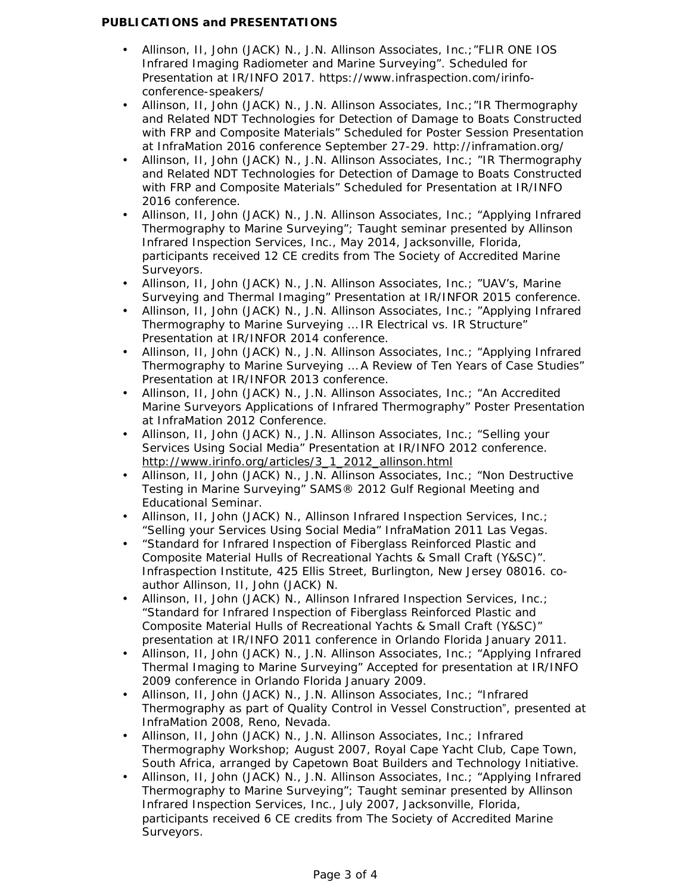**PUBLICATIONS and PRESENTATIONS**

- Allinson, II, John (JACK) N., J.N. Allinson Associates, Inc.;"FLIR ONE IOS Infrared Imaging Radiometer and Marine Surveying". Scheduled for Presentation at IR/INFO 2017. https://www.infraspection.com/irinfo-conference-speakers/
- Allinson, II, John (JACK) N., J.N. Allinson Associates, Inc.;"IR Thermography and Related NDT Technologies for Detection of Damage to Boats Constructed with FRP and Composite Materials" Scheduled for Poster Session Presentation at InfraMation 2016 conference September 27-29. http://inframation.org/
- Allinson, II, John (JACK) N., J.N. Allinson Associates, Inc.; "IR Thermography and Related NDT Technologies for Detection of Damage to Boats Constructed with FRP and Composite Materials" Scheduled for Presentation at IR/INFO 2016 conference.
- Allinson, II, John (JACK) N., J.N. Allinson Associates, Inc.; "Applying Infrared Thermography to Marine Surveying"; Taught seminar presented by Allinson Infrared Inspection Services, Inc., May 2014, Jacksonville, Florida, participants received 12 CE credits from The Society of Accredited Marine Surveyors.
- Allinson, II, John (JACK) N., J.N. Allinson Associates, Inc.; "UAV's, Marine Surveying and Thermal Imaging" Presentation at IR/INFOR 2015 conference.
- Allinson, II, John (JACK) N., J.N. Allinson Associates, Inc.; "Applying Infrared Thermography to Marine Surveying … IR Electrical vs. IR Structure" Presentation at IR/INFOR 2014 conference.
- Allinson, II, John (JACK) N., J.N. Allinson Associates, Inc.; "Applying Infrared Thermography to Marine Surveying … A Review of Ten Years of Case Studies" Presentation at IR/INFOR 2013 conference.
- Allinson, II, John (JACK) N., J.N. Allinson Associates, Inc.; "An Accredited Marine Surveyors Applications of Infrared Thermography" Poster Presentation at InfraMation 2012 Conference.
- Allinson, II, John (JACK) N., J.N. Allinson Associates, Inc.; "Selling your Services Using Social Media" Presentation at IR/INFO 2012 conference. http://www.irinfo.org/articles/3_1_2012_allinson.html
- Allinson, II, John (JACK) N., J.N. Allinson Associates, Inc.; "Non Destructive Testing in Marine Surveying" SAMS® 2012 Gulf Regional Meeting and Educational Seminar.
- Allinson, II, John (JACK) N., Allinson Infrared Inspection Services, Inc.; "Selling your Services Using Social Media" InfraMation 2011 Las Vegas.
- "Standard for Infrared Inspection of Fiberglass Reinforced Plastic and Composite Material Hulls of Recreational Yachts & Small Craft (Y&SC)". Infraspection Institute, 425 Ellis Street, Burlington, New Jersey 08016. co-author Allinson, II, John (JACK) N.
- Allinson, II, John (JACK) N., Allinson Infrared Inspection Services, Inc.; "Standard for Infrared Inspection of Fiberglass Reinforced Plastic and Composite Material Hulls of Recreational Yachts & Small Craft (Y&SC)" presentation at IR/INFO 2011 conference in Orlando Florida January 2011.
- Allinson, II, John (JACK) N., J.N. Allinson Associates, Inc.; "Applying Infrared Thermal Imaging to Marine Surveying" Accepted for presentation at IR/INFO 2009 conference in Orlando Florida January 2009.
- Allinson, II, John (JACK) N., J.N. Allinson Associates, Inc.; "Infrared Thermography as part of Quality Control in Vessel Construction", presented at InfraMation 2008, Reno, Nevada.
- Allinson, II, John (JACK) N., J.N. Allinson Associates, Inc.; Infrared Thermography Workshop; August 2007, Royal Cape Yacht Club, Cape Town, South Africa, arranged by Capetown Boat Builders and Technology Initiative.
- Allinson, II, John (JACK) N., J.N. Allinson Associates, Inc.; "Applying Infrared Thermography to Marine Surveying"; Taught seminar presented by Allinson Infrared Inspection Services, Inc., July 2007, Jacksonville, Florida, participants received 6 CE credits from The Society of Accredited Marine Surveyors.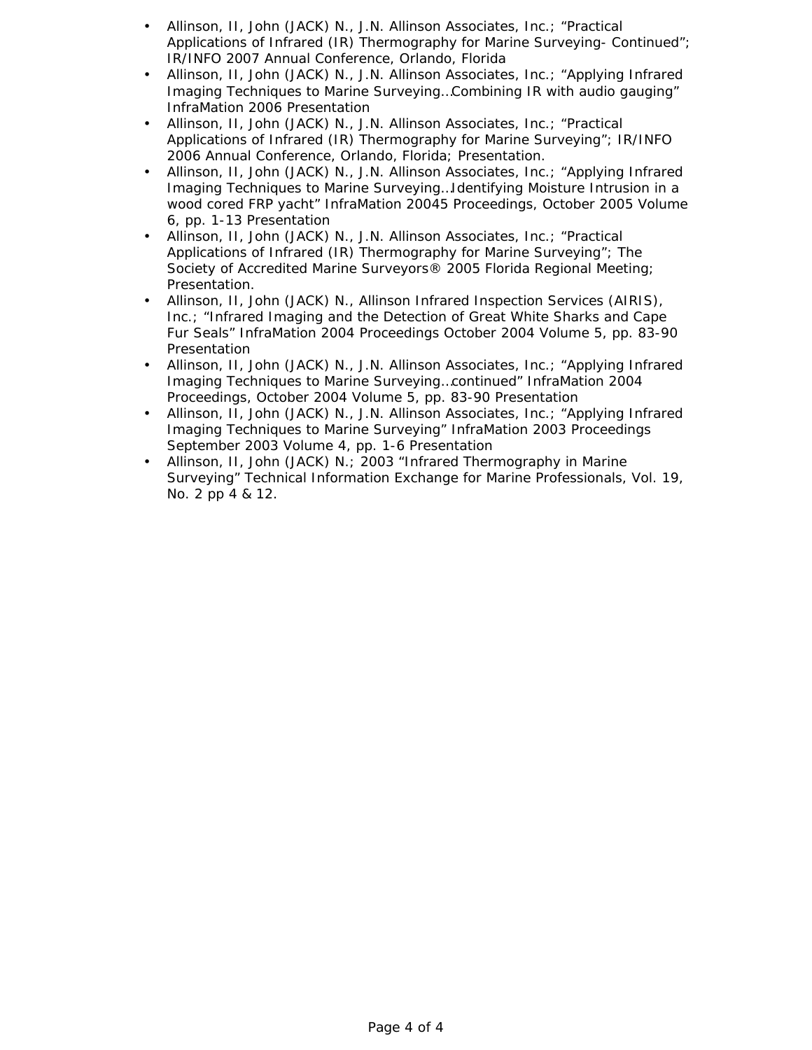- Allinson, II, John (JACK) N., J.N. Allinson Associates, Inc.; "Practical Applications of Infrared (IR) Thermography for Marine Surveying- Continued"; IR/INFO 2007 Annual Conference, Orlando, Florida
- Allinson, II, John (JACK) N., J.N. Allinson Associates, Inc.; "Applying Infrared Imaging Techniques to Marine Surveying…Combining IR with audio gauging" InfraMation 2006 Presentation
- Allinson, II, John (JACK) N., J.N. Allinson Associates, Inc.; "Practical Applications of Infrared (IR) Thermography for Marine Surveying"; IR/INFO 2006 Annual Conference, Orlando, Florida; Presentation.
- Allinson, II, John (JACK) N., J.N. Allinson Associates, Inc.; "Applying Infrared Imaging Techniques to Marine Surveying…Identifying Moisture Intrusion in a wood cored FRP yacht" InfraMation 20045 Proceedings, October 2005 Volume 6, pp. 1-13 Presentation
- Allinson, II, John (JACK) N., J.N. Allinson Associates, Inc.; "Practical Applications of Infrared (IR) Thermography for Marine Surveying"; The Society of Accredited Marine Surveyors® 2005 Florida Regional Meeting; Presentation.
- Allinson, II, John (JACK) N., Allinson Infrared Inspection Services (AIRIS), Inc.; "Infrared Imaging and the Detection of Great White Sharks and Cape Fur Seals" InfraMation 2004 Proceedings October 2004 Volume 5, pp. 83-90 Presentation
- Allinson, II, John (JACK) N., J.N. Allinson Associates, Inc.; "Applying Infrared Imaging Techniques to Marine Surveying…continued" InfraMation 2004 Proceedings, October 2004 Volume 5, pp. 83-90 Presentation
- Allinson, II, John (JACK) N., J.N. Allinson Associates, Inc.; "Applying Infrared Imaging Techniques to Marine Surveying" InfraMation 2003 Proceedings September 2003 Volume 4, pp. 1-6 Presentation
- Allinson, II, John (JACK) N.; 2003 "Infrared Thermography in Marine Surveying" Technical Information Exchange for Marine Professionals, Vol. 19, No. 2 pp 4 & 12.